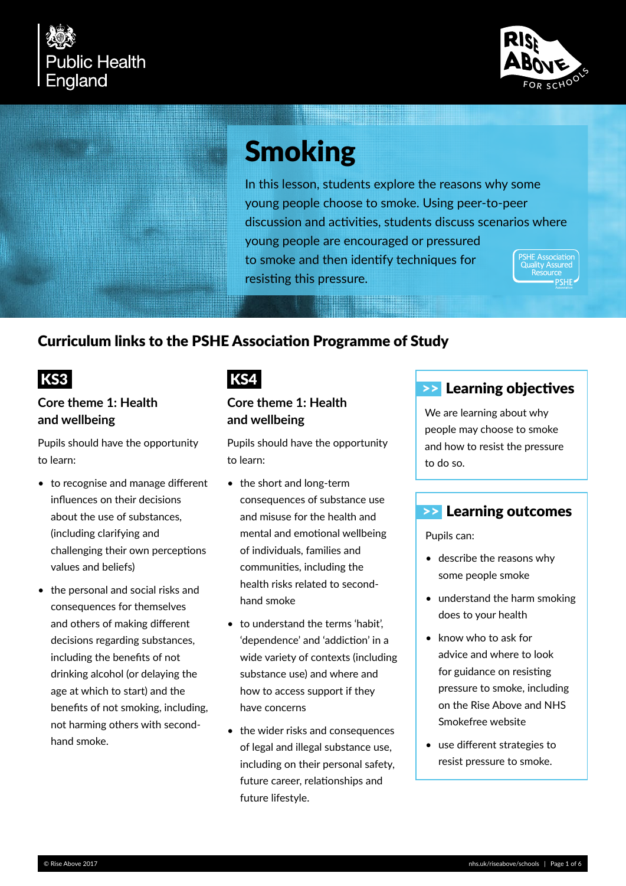Public Health England

RISE ABOVE FOR SCHOOLS

# Smoking

In this lesson, students explore the reasons why some young people choose to smoke. Using peer-to-peer discussion and activities, students discuss scenarios where young people are encouraged or pressured to smoke and then identify techniques for resisting this pressure.

PSHE Association Quality Assured Resource

## Curriculum links to the PSHE Association Programme of Study

### KS3

#### Core theme 1: Health and wellbeing

Pupils should have the opportunity to learn:

- to recognise and manage different influences on their decisions about the use of substances, (including clarifying and challenging their own perceptions values and beliefs)
- the personal and social risks and consequences for themselves and others of making different decisions regarding substances, including the benefits of not drinking alcohol (or delaying the age at which to start) and the benefits of not smoking, including, not harming others with second-hand smoke.

### KS4

#### Core theme 1: Health and wellbeing

Pupils should have the opportunity to learn:

- the short and long-term consequences of substance use and misuse for the health and mental and emotional wellbeing of individuals, families and communities, including the health risks related to second-hand smoke
- to understand the terms 'habit', 'dependence' and 'addiction' in a wide variety of contexts (including substance use) and where and how to access support if they have concerns
- the wider risks and consequences of legal and illegal substance use, including on their personal safety, future career, relationships and future lifestyle.

### >> Learning objectives

We are learning about why people may choose to smoke and how to resist the pressure to do so.

### >> Learning outcomes

Pupils can:

- describe the reasons why some people smoke
- understand the harm smoking does to your health
- know who to ask for advice and where to look for guidance on resisting pressure to smoke, including on the Rise Above and NHS Smokefree website
- use different strategies to resist pressure to smoke.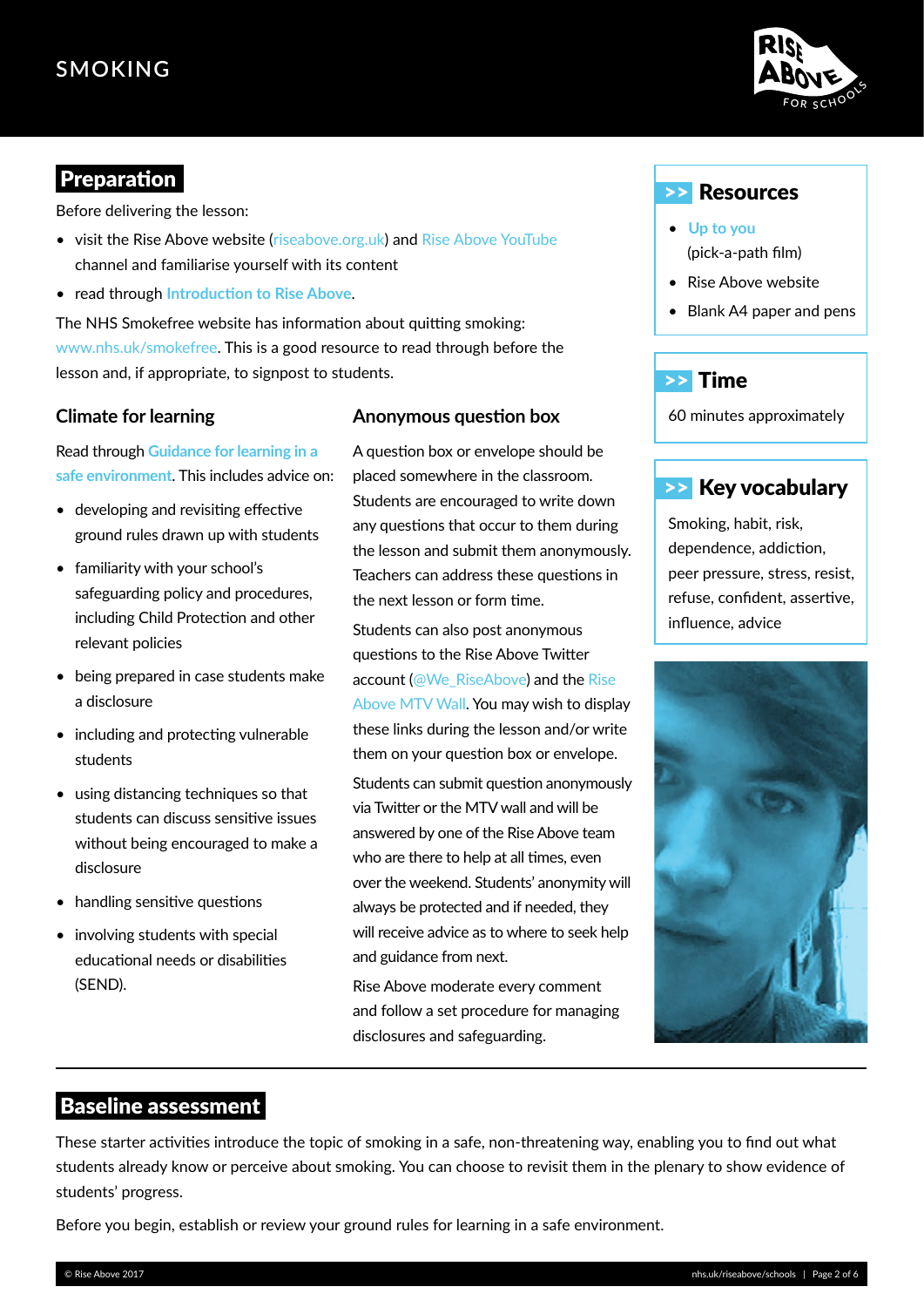## Preparation

Before delivering the lesson:

- visit the Rise Above website (riseabove.org.uk) and Rise Above YouTube channel and familiarise yourself with its content
- read through **Introduction to Rise Above**.

The NHS Smokefree website has information about quitting smoking: www.nhs.uk/smokefree. This is a good resource to read through before the lesson and, if appropriate, to signpost to students.

### Climate for learning

Read through **Guidance for learning in a safe environment**. This includes advice on:

- developing and revisiting effective ground rules drawn up with students
- familiarity with your school's safeguarding policy and procedures, including Child Protection and other relevant policies
- being prepared in case students make a disclosure
- including and protecting vulnerable students
- using distancing techniques so that students can discuss sensitive issues without being encouraged to make a disclosure
- handling sensitive questions
- involving students with special educational needs or disabilities (SEND).

### Anonymous question box

A question box or envelope should be placed somewhere in the classroom. Students are encouraged to write down any questions that occur to them during the lesson and submit them anonymously. Teachers can address these questions in the next lesson or form time.

Students can also post anonymous questions to the Rise Above Twitter account (@We_RiseAbove) and the Rise Above MTV Wall. You may wish to display these links during the lesson and/or write them on your question box or envelope.

Students can submit question anonymously via Twitter or the MTV wall and will be answered by one of the Rise Above team who are there to help at all times, even over the weekend. Students' anonymity will always be protected and if needed, they will receive advice as to where to seek help and guidance from next.

Rise Above moderate every comment and follow a set procedure for managing disclosures and safeguarding.

### >> Resources

- **Up to you** (pick-a-path film)
- Rise Above website
- Blank A4 paper and pens

### >> Time

60 minutes approximately

### >> Key vocabulary

Smoking, habit, risk, dependence, addiction, peer pressure, stress, resist, refuse, confident, assertive, influence, advice

## Baseline assessment

These starter activities introduce the topic of smoking in a safe, non-threatening way, enabling you to find out what students already know or perceive about smoking. You can choose to revisit them in the plenary to show evidence of students' progress.

Before you begin, establish or review your ground rules for learning in a safe environment.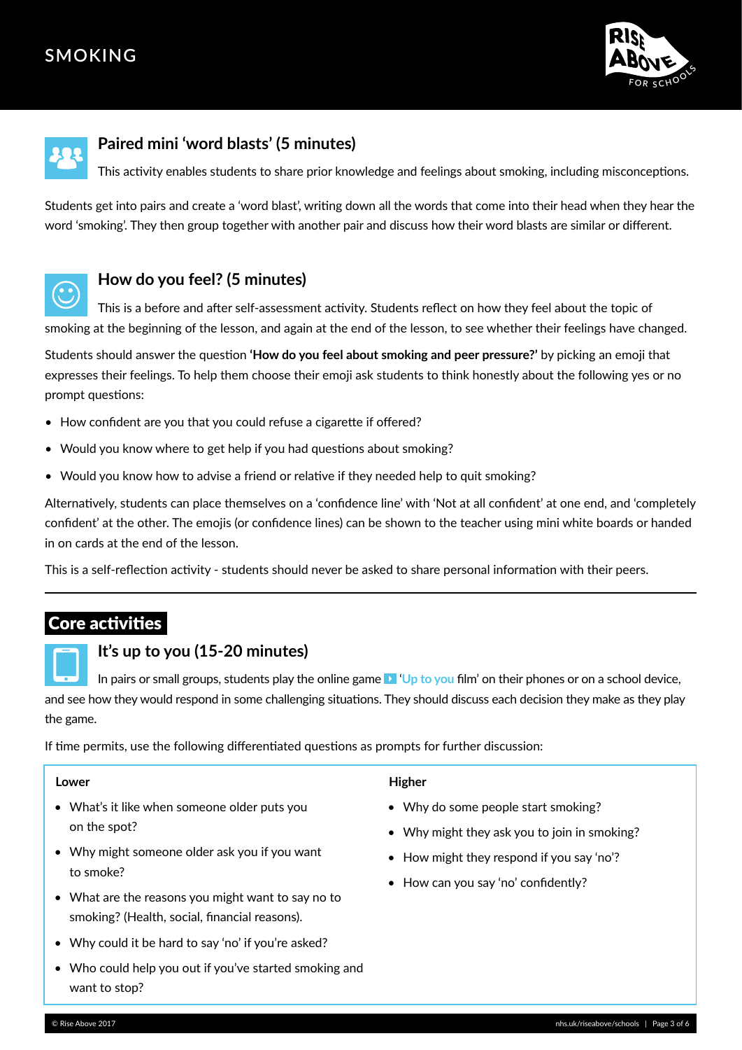### Paired mini 'word blasts' (5 minutes)

This activity enables students to share prior knowledge and feelings about smoking, including misconceptions.

Students get into pairs and create a 'word blast', writing down all the words that come into their head when they hear the word 'smoking'. They then group together with another pair and discuss how their word blasts are similar or different.

### How do you feel? (5 minutes)

This is a before and after self-assessment activity. Students reflect on how they feel about the topic of smoking at the beginning of the lesson, and again at the end of the lesson, to see whether their feelings have changed.

Students should answer the question **'How do you feel about smoking and peer pressure?'** by picking an emoji that expresses their feelings. To help them choose their emoji ask students to think honestly about the following yes or no prompt questions:

- How confident are you that you could refuse a cigarette if offered?
- Would you know where to get help if you had questions about smoking?
- Would you know how to advise a friend or relative if they needed help to quit smoking?

Alternatively, students can place themselves on a 'confidence line' with 'Not at all confident' at one end, and 'completely confident' at the other. The emojis (or confidence lines) can be shown to the teacher using mini white boards or handed in on cards at the end of the lesson.

This is a self-reflection activity - students should never be asked to share personal information with their peers.

## Core activities

### It's up to you (15-20 minutes)

In pairs or small groups, students play the online game 'Up to you film' on their phones or on a school device, and see how they would respond in some challenging situations. They should discuss each decision they make as they play the game.

If time permits, use the following differentiated questions as prompts for further discussion:

**Lower**

- What's it like when someone older puts you on the spot?
- Why might someone older ask you if you want to smoke?
- What are the reasons you might want to say no to smoking? (Health, social, financial reasons).
- Why could it be hard to say 'no' if you're asked?
- Who could help you out if you've started smoking and want to stop?

**Higher**

- Why do some people start smoking?
- Why might they ask you to join in smoking?
- How might they respond if you say 'no'?
- How can you say 'no' confidently?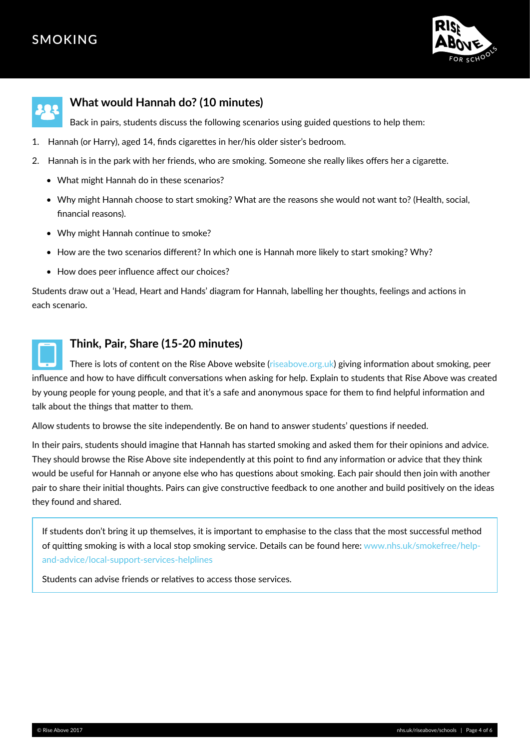## What would Hannah do? (10 minutes)

Back in pairs, students discuss the following scenarios using guided questions to help them:

1. Hannah (or Harry), aged 14, finds cigarettes in her/his older sister's bedroom.
2. Hannah is in the park with her friends, who are smoking. Someone she really likes offers her a cigarette.

- What might Hannah do in these scenarios?
- Why might Hannah choose to start smoking? What are the reasons she would not want to? (Health, social, financial reasons).
- Why might Hannah continue to smoke?
- How are the two scenarios different? In which one is Hannah more likely to start smoking? Why?
- How does peer influence affect our choices?

Students draw out a 'Head, Heart and Hands' diagram for Hannah, labelling her thoughts, feelings and actions in each scenario.

## Think, Pair, Share (15-20 minutes)

There is lots of content on the Rise Above website (riseabove.org.uk) giving information about smoking, peer influence and how to have difficult conversations when asking for help. Explain to students that Rise Above was created by young people for young people, and that it's a safe and anonymous space for them to find helpful information and talk about the things that matter to them.

Allow students to browse the site independently. Be on hand to answer students' questions if needed.

In their pairs, students should imagine that Hannah has started smoking and asked them for their opinions and advice. They should browse the Rise Above site independently at this point to find any information or advice that they think would be useful for Hannah or anyone else who has questions about smoking. Each pair should then join with another pair to share their initial thoughts. Pairs can give constructive feedback to one another and build positively on the ideas they found and shared.

> If students don't bring it up themselves, it is important to emphasise to the class that the most successful method of quitting smoking is with a local stop smoking service. Details can be found here: www.nhs.uk/smokefree/help-and-advice/local-support-services-helplines
>
> Students can advise friends or relatives to access those services.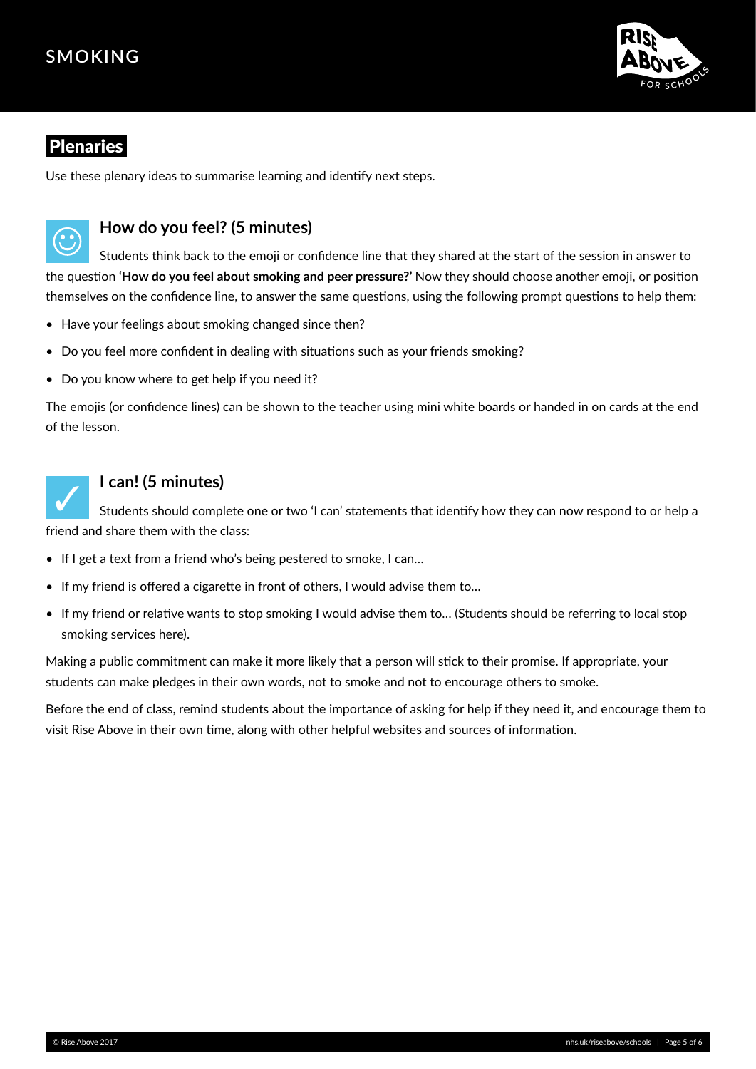## Plenaries

Use these plenary ideas to summarise learning and identify next steps.

### How do you feel? (5 minutes)

Students think back to the emoji or confidence line that they shared at the start of the session in answer to the question **'How do you feel about smoking and peer pressure?'** Now they should choose another emoji, or position themselves on the confidence line, to answer the same questions, using the following prompt questions to help them:

- Have your feelings about smoking changed since then?
- Do you feel more confident in dealing with situations such as your friends smoking?
- Do you know where to get help if you need it?

The emojis (or confidence lines) can be shown to the teacher using mini white boards or handed in on cards at the end of the lesson.

### I can! (5 minutes)

Students should complete one or two 'I can' statements that identify how they can now respond to or help a friend and share them with the class:

- If I get a text from a friend who's being pestered to smoke, I can...
- If my friend is offered a cigarette in front of others, I would advise them to...
- If my friend or relative wants to stop smoking I would advise them to... (Students should be referring to local stop smoking services here).

Making a public commitment can make it more likely that a person will stick to their promise. If appropriate, your students can make pledges in their own words, not to smoke and not to encourage others to smoke.

Before the end of class, remind students about the importance of asking for help if they need it, and encourage them to visit Rise Above in their own time, along with other helpful websites and sources of information.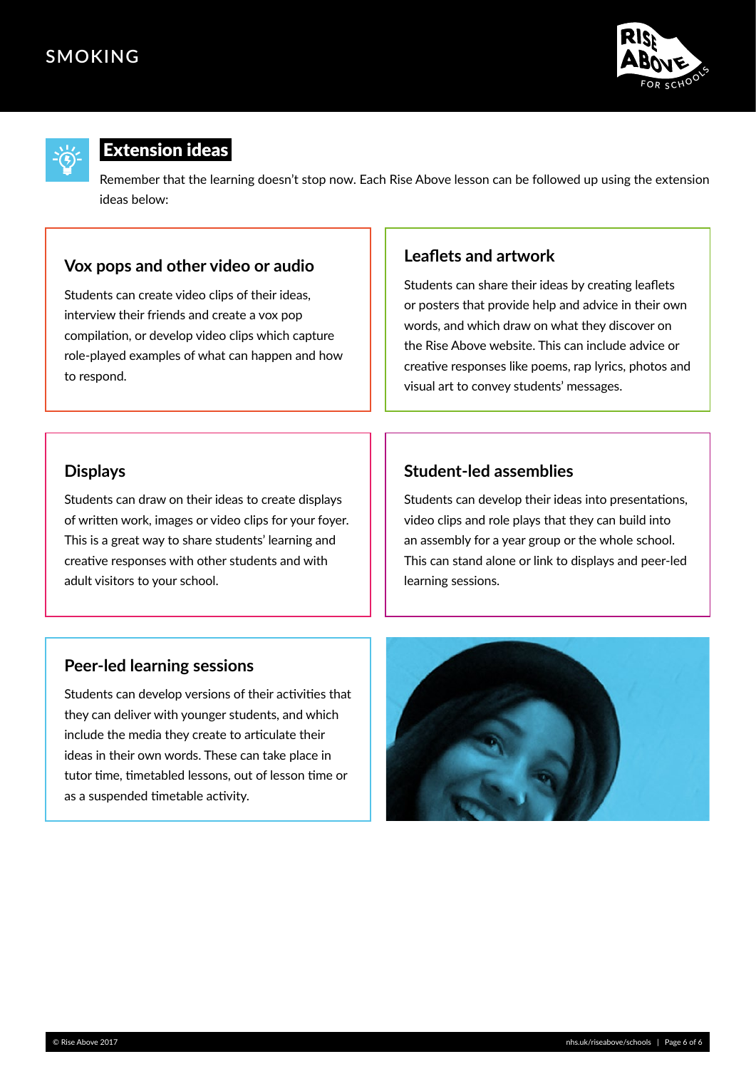## Extension ideas

Remember that the learning doesn't stop now. Each Rise Above lesson can be followed up using the extension ideas below:

### Vox pops and other video or audio

Students can create video clips of their ideas, interview their friends and create a vox pop compilation, or develop video clips which capture role-played examples of what can happen and how to respond.

### Leaflets and artwork

Students can share their ideas by creating leaflets or posters that provide help and advice in their own words, and which draw on what they discover on the Rise Above website. This can include advice or creative responses like poems, rap lyrics, photos and visual art to convey students' messages.

### Displays

Students can draw on their ideas to create displays of written work, images or video clips for your foyer. This is a great way to share students' learning and creative responses with other students and with adult visitors to your school.

### Student-led assemblies

Students can develop their ideas into presentations, video clips and role plays that they can build into an assembly for a year group or the whole school. This can stand alone or link to displays and peer-led learning sessions.

### Peer-led learning sessions

Students can develop versions of their activities that they can deliver with younger students, and which include the media they create to articulate their ideas in their own words. These can take place in tutor time, timetabled lessons, out of lesson time or as a suspended timetable activity.